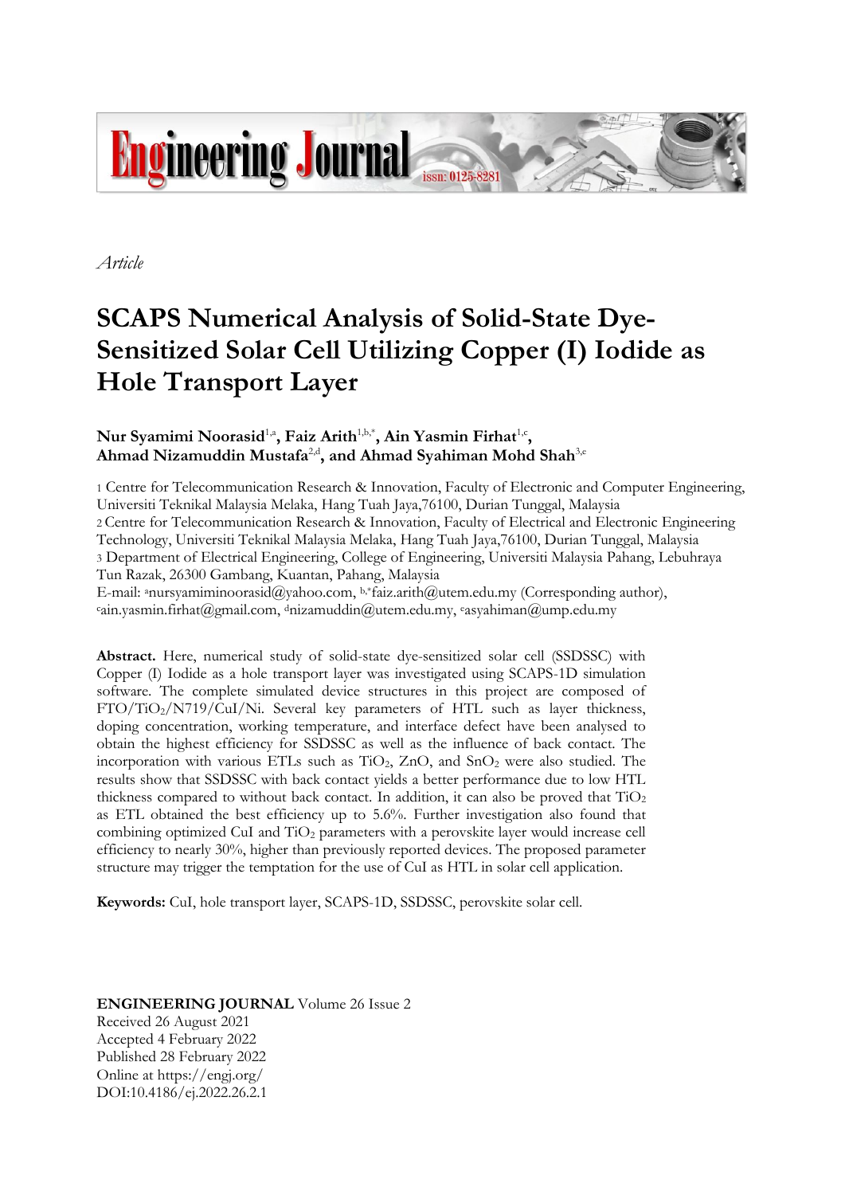*Article*

# SCAPS Numerical Analysis of Solid-State Dye-Sensitized Solar Cell Utilizing Copper (I) Iodide as Hole Transport Layer

**Nur Syamimi Noorasid**[1,a], **Faiz Arith**[1,b,*], **Ain Yasmin Firhat**[1,c], **Ahmad Nizamuddin Mustafa**[2,d], **and Ahmad Syahiman Mohd Shah**[3,e]

1 Centre for Telecommunication Research & Innovation, Faculty of Electronic and Computer Engineering, Universiti Teknikal Malaysia Melaka, Hang Tuah Jaya,76100, Durian Tunggal, Malaysia
2 Centre for Telecommunication Research & Innovation, Faculty of Electrical and Electronic Engineering Technology, Universiti Teknikal Malaysia Melaka, Hang Tuah Jaya,76100, Durian Tunggal, Malaysia
3 Department of Electrical Engineering, College of Engineering, Universiti Malaysia Pahang, Lebuhraya Tun Razak, 26300 Gambang, Kuantan, Pahang, Malaysia
E-mail: [a]nursyamiminoorasid@yahoo.com, [b,*]faiz.arith@utem.edu.my (Corresponding author), [c]ain.yasmin.firhat@gmail.com, [d]nizamuddin@utem.edu.my, [e]asyahiman@ump.edu.my

**Abstract.** Here, numerical study of solid-state dye-sensitized solar cell (SSDSSC) with Copper (I) Iodide as a hole transport layer was investigated using SCAPS-1D simulation software. The complete simulated device structures in this project are composed of FTO/$TiO_2$/N719/CuI/Ni. Several key parameters of HTL such as layer thickness, doping concentration, working temperature, and interface defect have been analysed to obtain the highest efficiency for SSDSSC as well as the influence of back contact. The incorporation with various ETLs such as $TiO_2$, ZnO, and $SnO_2$ were also studied. The results show that SSDSSC with back contact yields a better performance due to low HTL thickness compared to without back contact. In addition, it can also be proved that $TiO_2$ as ETL obtained the best efficiency up to 5.6%. Further investigation also found that combining optimized CuI and $TiO_2$ parameters with a perovskite layer would increase cell efficiency to nearly 30%, higher than previously reported devices. The proposed parameter structure may trigger the temptation for the use of CuI as HTL in solar cell application.

**Keywords:** CuI, hole transport layer, SCAPS-1D, SSDSSC, perovskite solar cell.

**ENGINEERING JOURNAL** Volume 26 Issue 2
Received 26 August 2021
Accepted 4 February 2022
Published 28 February 2022
Online at https://engj.org/
DOI:10.4186/ej.2022.26.2.1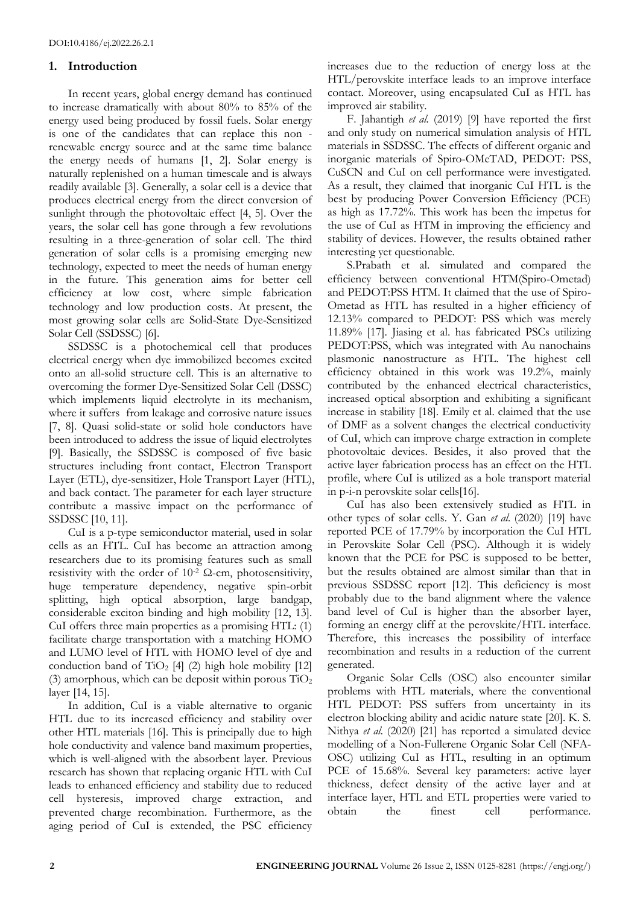DOI:10.4186/ej.2022.26.2.1

## 1. Introduction

In recent years, global energy demand has continued to increase dramatically with about 80% to 85% of the energy used being produced by fossil fuels. Solar energy is one of the candidates that can replace this non - renewable energy source and at the same time balance the energy needs of humans [1, 2]. Solar energy is naturally replenished on a human timescale and is always readily available [3]. Generally, a solar cell is a device that produces electrical energy from the direct conversion of sunlight through the photovoltaic effect [4, 5]. Over the years, the solar cell has gone through a few revolutions resulting in a three-generation of solar cell. The third generation of solar cells is a promising emerging new technology, expected to meet the needs of human energy in the future. This generation aims for better cell efficiency at low cost, where simple fabrication technology and low production costs. At present, the most growing solar cells are Solid-State Dye-Sensitized Solar Cell (SSDSSC) [6].

SSDSSC is a photochemical cell that produces electrical energy when dye immobilized becomes excited onto an all-solid structure cell. This is an alternative to overcoming the former Dye-Sensitized Solar Cell (DSSC) which implements liquid electrolyte in its mechanism, where it suffers from leakage and corrosive nature issues [7, 8]. Quasi solid-state or solid hole conductors have been introduced to address the issue of liquid electrolytes [9]. Basically, the SSDSSC is composed of five basic structures including front contact, Electron Transport Layer (ETL), dye-sensitizer, Hole Transport Layer (HTL), and back contact. The parameter for each layer structure contribute a massive impact on the performance of SSDSSC [10, 11].

CuI is a p-type semiconductor material, used in solar cells as an HTL. CuI has become an attraction among researchers due to its promising features such as small resistivity with the order of $10^{-2}$ Ω-cm, photosensitivity, huge temperature dependency, negative spin-orbit splitting, high optical absorption, large bandgap, considerable exciton binding and high mobility [12, 13]. CuI offers three main properties as a promising HTL: (1) facilitate charge transportation with a matching HOMO and LUMO level of HTL with HOMO level of dye and conduction band of $TiO_2$ [4] (2) high hole mobility [12] (3) amorphous, which can be deposit within porous $TiO_2$ layer [14, 15].

In addition, CuI is a viable alternative to organic HTL due to its increased efficiency and stability over other HTL materials [16]. This is principally due to high hole conductivity and valence band maximum properties, which is well-aligned with the absorbent layer. Previous research has shown that replacing organic HTL with CuI leads to enhanced efficiency and stability due to reduced cell hysteresis, improved charge extraction, and prevented charge recombination. Furthermore, as the aging period of CuI is extended, the PSC efficiency increases due to the reduction of energy loss at the HTL/perovskite interface leads to an improve interface contact. Moreover, using encapsulated CuI as HTL has improved air stability.

F. Jahantigh *et al.* (2019) [9] have reported the first and only study on numerical simulation analysis of HTL materials in SSDSSC. The effects of different organic and inorganic materials of Spiro-OMeTAD, PEDOT: PSS, CuSCN and CuI on cell performance were investigated. As a result, they claimed that inorganic CuI HTL is the best by producing Power Conversion Efficiency (PCE) as high as 17.72%. This work has been the impetus for the use of CuI as HTM in improving the efficiency and stability of devices. However, the results obtained rather interesting yet questionable.

S.Prabath et al. simulated and compared the efficiency between conventional HTM(Spiro-Ometad) and PEDOT:PSS HTM. It claimed that the use of Spiro-Ometad as HTL has resulted in a higher efficiency of 12.13% compared to PEDOT: PSS which was merely 11.89% [17]. Jiasing et al. has fabricated PSCs utilizing PEDOT:PSS, which was integrated with Au nanochains plasmonic nanostructure as HTL. The highest cell efficiency obtained in this work was 19.2%, mainly contributed by the enhanced electrical characteristics, increased optical absorption and exhibiting a significant increase in stability [18]. Emily et al. claimed that the use of DMF as a solvent changes the electrical conductivity of CuI, which can improve charge extraction in complete photovoltaic devices. Besides, it also proved that the active layer fabrication process has an effect on the HTL profile, where CuI is utilized as a hole transport material in p-i-n perovskite solar cells[16].

CuI has also been extensively studied as HTL in other types of solar cells. Y. Gan *et al.* (2020) [19] have reported PCE of 17.79% by incorporation the CuI HTL in Perovskite Solar Cell (PSC). Although it is widely known that the PCE for PSC is supposed to be better, but the results obtained are almost similar than that in previous SSDSSC report [12]. This deficiency is most probably due to the band alignment where the valence band level of CuI is higher than the absorber layer, forming an energy cliff at the perovskite/HTL interface. Therefore, this increases the possibility of interface recombination and results in a reduction of the current generated.

Organic Solar Cells (OSC) also encounter similar problems with HTL materials, where the conventional HTL PEDOT: PSS suffers from uncertainty in its electron blocking ability and acidic nature state [20]. K. S. Nithya *et al.* (2020) [21] has reported a simulated device modelling of a Non-Fullerene Organic Solar Cell (NFA-OSC) utilizing CuI as HTL, resulting in an optimum PCE of 15.68%. Several key parameters: active layer thickness, defect density of the active layer and at interface layer, HTL and ETL properties were varied to obtain the finest cell performance.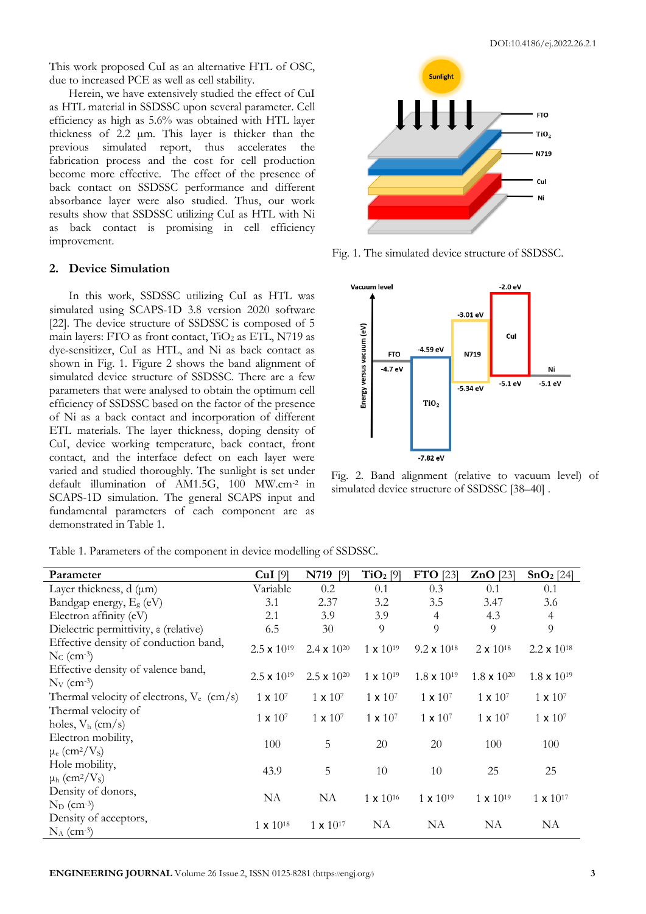This work proposed CuI as an alternative HTL of OSC, due to increased PCE as well as cell stability.

Herein, we have extensively studied the effect of CuI as HTL material in SSDSSC upon several parameter. Cell efficiency as high as 5.6% was obtained with HTL layer thickness of 2.2 µm. This layer is thicker than the previous simulated report, thus accelerates the fabrication process and the cost for cell production become more effective. The effect of the presence of back contact on SSDSSC performance and different absorbance layer were also studied. Thus, our work results show that SSDSSC utilizing CuI as HTL with Ni as back contact is promising in cell efficiency improvement.

## 2. Device Simulation

In this work, SSDSSC utilizing CuI as HTL was simulated using SCAPS-1D 3.8 version 2020 software [22]. The device structure of SSDSSC is composed of 5 main layers: FTO as front contact, $TiO_2$ as ETL, N719 as dye-sensitizer, CuI as HTL, and Ni as back contact as shown in Fig. 1. Figure 2 shows the band alignment of simulated device structure of SSDSSC. There are a few parameters that were analysed to obtain the optimum cell efficiency of SSDSSC based on the factor of the presence of Ni as a back contact and incorporation of different ETL materials. The layer thickness, doping density of CuI, device working temperature, back contact, front contact, and the interface defect on each layer were varied and studied thoroughly. The sunlight is set under default illumination of AM1.5G, 100 MW.cm$^{-2}$ in SCAPS-1D simulation. The general SCAPS input and fundamental parameters of each component are as demonstrated in Table 1.

Fig. 1. The simulated device structure of SSDSSC.

Fig. 2. Band alignment (relative to vacuum level) of simulated device structure of SSDSSC [38–40] .

Table 1. Parameters of the component in device modelling of SSDSSC.

| Parameter | CuI [9] | N719 [9] | $TiO_2$ [9] | FTO [23] | ZnO [23] | $SnO_2$ [24] |
|---|---|---|---|---|---|---|
| Layer thickness, d (µm) | Variable | 0.2 | 0.1 | 0.3 | 0.1 | 0.1 |
| Bandgap energy, $E_g$ (eV) | 3.1 | 2.37 | 3.2 | 3.5 | 3.47 | 3.6 |
| Electron affinity (eV) | 2.1 | 3.9 | 3.9 | 4 | 4.3 | 4 |
| Dielectric permittivity, ε (relative) | 6.5 | 30 | 9 | 9 | 9 | 9 |
| Effective density of conduction band, $N_C$ (cm$^{-3}$) | $2.5 \times 10^{19}$ | $2.4 \times 10^{20}$ | $1 \times 10^{19}$ | $9.2 \times 10^{18}$ | $2 \times 10^{18}$ | $2.2 \times 10^{18}$ |
| Effective density of valence band, $N_V$ (cm$^{-3}$) | $2.5 \times 10^{19}$ | $2.5 \times 10^{20}$ | $1 \times 10^{19}$ | $1.8 \times 10^{19}$ | $1.8 \times 10^{20}$ | $1.8 \times 10^{19}$ |
| Thermal velocity of electrons, $V_e$ (cm/s) | $1 \times 10^7$ | $1 \times 10^7$ | $1 \times 10^7$ | $1 \times 10^7$ | $1 \times 10^7$ | $1 \times 10^7$ |
| Thermal velocity of holes, $V_h$ (cm/s) | $1 \times 10^7$ | $1 \times 10^7$ | $1 \times 10^7$ | $1 \times 10^7$ | $1 \times 10^7$ | $1 \times 10^7$ |
| Electron mobility, $\mu_e$ (cm$^2$/Vs) | 100 | 5 | 20 | 20 | 100 | 100 |
| Hole mobility, $\mu_h$ (cm$^2$/Vs) | 43.9 | 5 | 10 | 10 | 25 | 25 |
| Density of donors, $N_D$ (cm$^{-3}$) | NA | NA | $1 \times 10^{16}$ | $1 \times 10^{19}$ | $1 \times 10^{19}$ | $1 \times 10^{17}$ |
| Density of acceptors, $N_A$ (cm$^{-3}$) | $1 \times 10^{18}$ | $1 \times 10^{17}$ | NA | NA | NA | NA |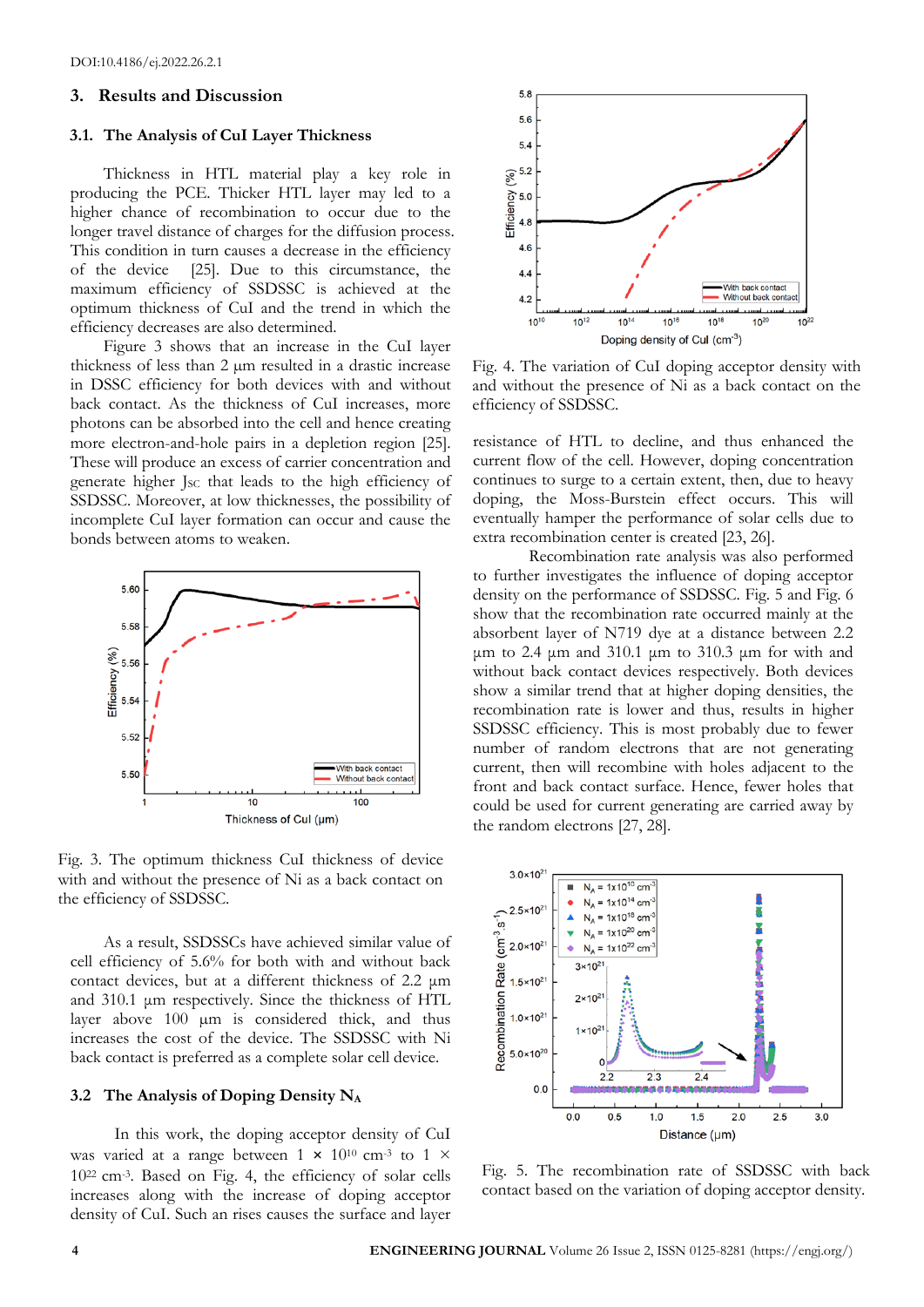## 3. Results and Discussion

### 3.1. The Analysis of CuI Layer Thickness

Thickness in HTL material play a key role in producing the PCE. Thicker HTL layer may led to a higher chance of recombination to occur due to the longer travel distance of charges for the diffusion process. This condition in turn causes a decrease in the efficiency of the device [25]. Due to this circumstance, the maximum efficiency of SSDSSC is achieved at the optimum thickness of CuI and the trend in which the efficiency decreases are also determined.

Figure 3 shows that an increase in the CuI layer thickness of less than 2 µm resulted in a drastic increase in DSSC efficiency for both devices with and without back contact. As the thickness of CuI increases, more photons can be absorbed into the cell and hence creating more electron-and-hole pairs in a depletion region [25]. These will produce an excess of carrier concentration and generate higher $J_{SC}$ that leads to the high efficiency of SSDSSC. Moreover, at low thicknesses, the possibility of incomplete CuI layer formation can occur and cause the bonds between atoms to weaken.

Fig. 3. The optimum thickness CuI thickness of device with and without the presence of Ni as a back contact on the efficiency of SSDSSC.

As a result, SSDSSCs have achieved similar value of cell efficiency of 5.6% for both with and without back contact devices, but at a different thickness of 2.2 µm and 310.1 µm respectively. Since the thickness of HTL layer above 100 µm is considered thick, and thus increases the cost of the device. The SSDSSC with Ni back contact is preferred as a complete solar cell device.

### 3.2 The Analysis of Doping Density $N_A$

In this work, the doping acceptor density of CuI was varied at a range between $1 \times 10^{10}$ cm$^{-3}$ to $1 \times 10^{22}$ cm$^{-3}$. Based on Fig. 4, the efficiency of solar cells increases along with the increase of doping acceptor density of CuI. Such an rises causes the surface and layer resistance of HTL to decline, and thus enhanced the current flow of the cell. However, doping concentration continues to surge to a certain extent, then, due to heavy doping, the Moss-Burstein effect occurs. This will eventually hamper the performance of solar cells due to extra recombination center is created [23, 26].

Fig. 4. The variation of CuI doping acceptor density with and without the presence of Ni as a back contact on the efficiency of SSDSSC.

Recombination rate analysis was also performed to further investigates the influence of doping acceptor density on the performance of SSDSSC. Fig. 5 and Fig. 6 show that the recombination rate occurred mainly at the absorbent layer of N719 dye at a distance between 2.2 µm to 2.4 µm and 310.1 µm to 310.3 µm for with and without back contact devices respectively. Both devices show a similar trend that at higher doping densities, the recombination rate is lower and thus, results in higher SSDSSC efficiency. This is most probably due to fewer number of random electrons that are not generating current, then will recombine with holes adjacent to the front and back contact surface. Hence, fewer holes that could be used for current generating are carried away by the random electrons [27, 28].

Fig. 5. The recombination rate of SSDSSC with back contact based on the variation of doping acceptor density.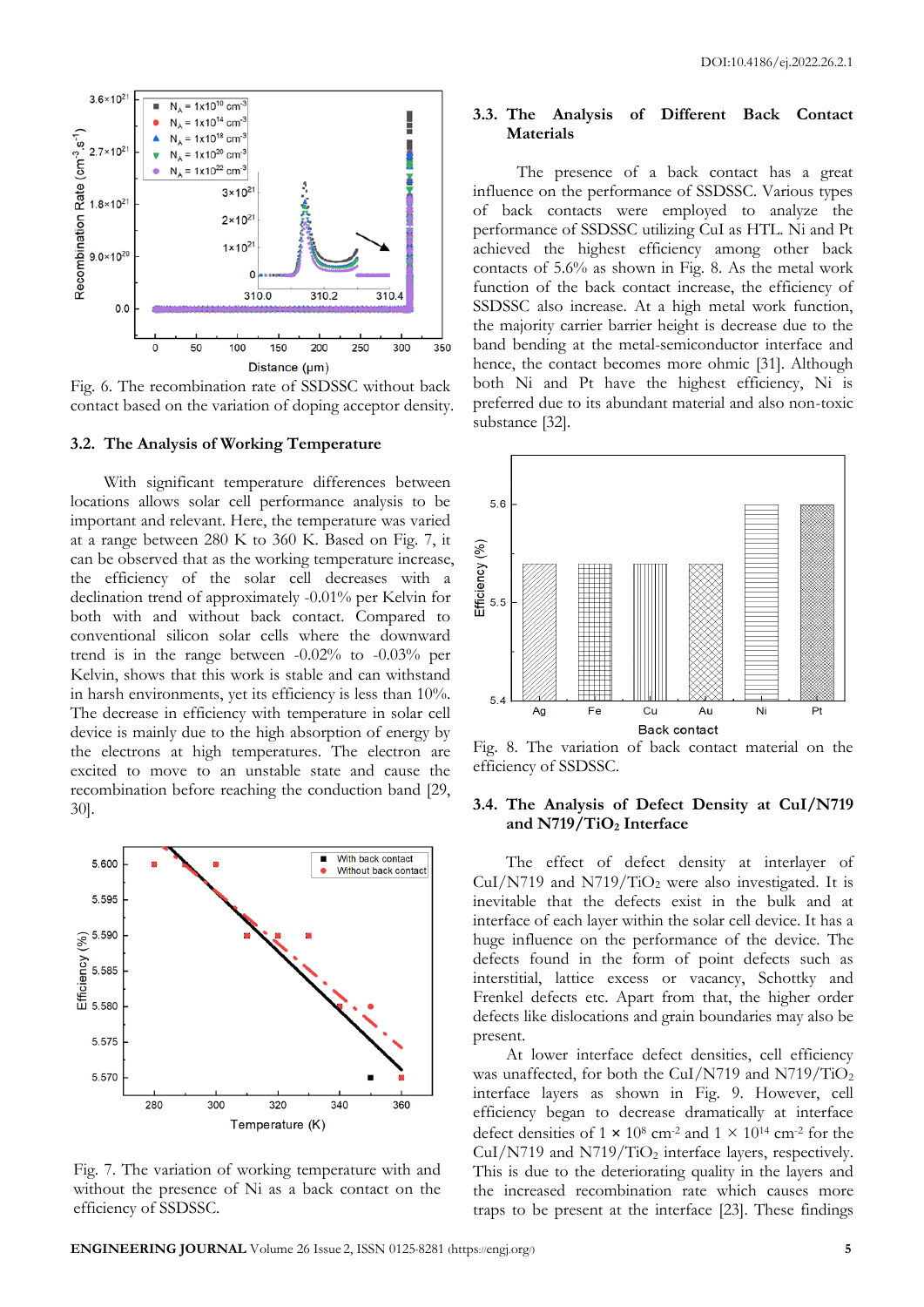Fig. 6. The recombination rate of SSDSSC without back contact based on the variation of doping acceptor density.

### 3.2. The Analysis of Working Temperature

With significant temperature differences between locations allows solar cell performance analysis to be important and relevant. Here, the temperature was varied at a range between 280 K to 360 K. Based on Fig. 7, it can be observed that as the working temperature increase, the efficiency of the solar cell decreases with a declination trend of approximately -0.01% per Kelvin for both with and without back contact. Compared to conventional silicon solar cells where the downward trend is in the range between -0.02% to -0.03% per Kelvin, shows that this work is stable and can withstand in harsh environments, yet its efficiency is less than 10%. The decrease in efficiency with temperature in solar cell device is mainly due to the high absorption of energy by the electrons at high temperatures. The electron are excited to move to an unstable state and cause the recombination before reaching the conduction band [29, 30].

Fig. 7. The variation of working temperature with and without the presence of Ni as a back contact on the efficiency of SSDSSC.

### 3.3. The Analysis of Different Back Contact Materials

The presence of a back contact has a great influence on the performance of SSDSSC. Various types of back contacts were employed to analyze the performance of SSDSSC utilizing CuI as HTL. Ni and Pt achieved the highest efficiency among other back contacts of 5.6% as shown in Fig. 8. As the metal work function of the back contact increase, the efficiency of SSDSSC also increase. At a high metal work function, the majority carrier barrier height is decrease due to the band bending at the metal-semiconductor interface and hence, the contact becomes more ohmic [31]. Although both Ni and Pt have the highest efficiency, Ni is preferred due to its abundant material and also non-toxic substance [32].

Fig. 8. The variation of back contact material on the efficiency of SSDSSC.

### 3.4. The Analysis of Defect Density at CuI/N719 and N719/$TiO_2$ Interface

The effect of defect density at interlayer of CuI/N719 and N719/$TiO_2$ were also investigated. It is inevitable that the defects exist in the bulk and at interface of each layer within the solar cell device. It has a huge influence on the performance of the device. The defects found in the form of point defects such as interstitial, lattice excess or vacancy, Schottky and Frenkel defects etc. Apart from that, the higher order defects like dislocations and grain boundaries may also be present.

At lower interface defect densities, cell efficiency was unaffected, for both the CuI/N719 and N719/$TiO_2$ interface layers as shown in Fig. 9. However, cell efficiency began to decrease dramatically at interface defect densities of $1 \times 10^{8}$ cm$^{-2}$ and $1 \times 10^{14}$ cm$^{-2}$ for the CuI/N719 and N719/$TiO_2$ interface layers, respectively. This is due to the deteriorating quality in the layers and the increased recombination rate which causes more traps to be present at the interface [23]. These findings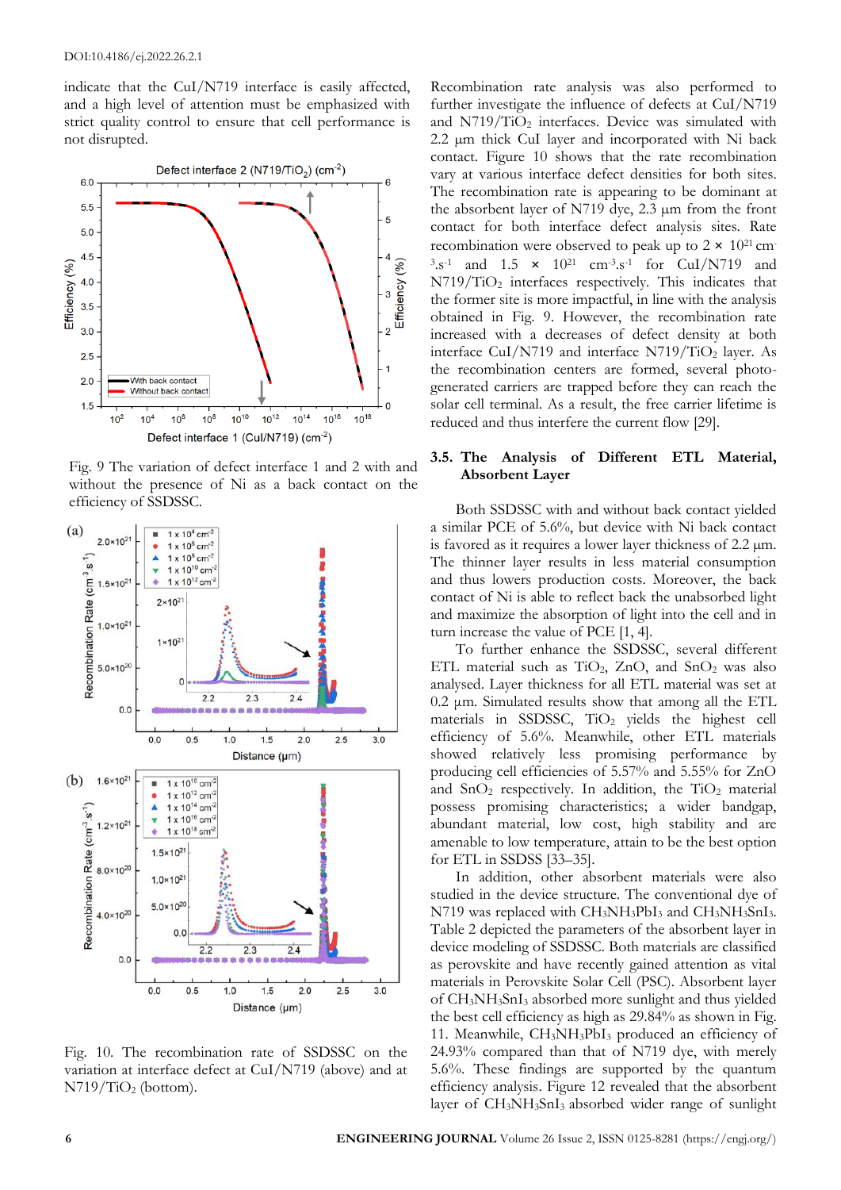indicate that the CuI/N719 interface is easily affected, and a high level of attention must be emphasized with strict quality control to ensure that cell performance is not disrupted.

Fig. 9 The variation of defect interface 1 and 2 with and without the presence of Ni as a back contact on the efficiency of SSDSSC.

Fig. 10. The recombination rate of SSDSSC on the variation at interface defect at CuI/N719 (above) and at $N719/TiO_2$ (bottom).

Recombination rate analysis was also performed to further investigate the influence of defects at CuI/N719 and $N719/TiO_2$ interfaces. Device was simulated with 2.2 µm thick CuI layer and incorporated with Ni back contact. Figure 10 shows that the rate recombination vary at various interface defect densities for both sites. The recombination rate is appearing to be dominant at the absorbent layer of N719 dye, 2.3 µm from the front contact for both interface defect analysis sites. Rate recombination were observed to peak up to $2 \times 10^{21}$ $cm^{-3}.s^{-1}$ and $1.5 \times 10^{21}$ $cm^{-3}.s^{-1}$ for CuI/N719 and $N719/TiO_2$ interfaces respectively. This indicates that the former site is more impactful, in line with the analysis obtained in Fig. 9. However, the recombination rate increased with a decreases of defect density at both interface CuI/N719 and interface $N719/TiO_2$ layer. As the recombination centers are formed, several photo-generated carriers are trapped before they can reach the solar cell terminal. As a result, the free carrier lifetime is reduced and thus interfere the current flow [29].

### 3.5. The Analysis of Different ETL Material, Absorbent Layer

Both SSDSSC with and without back contact yielded a similar PCE of 5.6%, but device with Ni back contact is favored as it requires a lower layer thickness of 2.2 µm. The thinner layer results in less material consumption and thus lowers production costs. Moreover, the back contact of Ni is able to reflect back the unabsorbed light and maximize the absorption of light into the cell and in turn increase the value of PCE [1, 4].

To further enhance the SSDSSC, several different ETL material such as $TiO_2$, ZnO, and $SnO_2$ was also analysed. Layer thickness for all ETL material was set at 0.2 µm. Simulated results show that among all the ETL materials in SSDSSC, $TiO_2$ yields the highest cell efficiency of 5.6%. Meanwhile, other ETL materials showed relatively less promising performance by producing cell efficiencies of 5.57% and 5.55% for ZnO and $SnO_2$ respectively. In addition, the $TiO_2$ material possess promising characteristics; a wider bandgap, abundant material, low cost, high stability and are amenable to low temperature, attain to be the best option for ETL in SSDSS [33–35].

In addition, other absorbent materials were also studied in the device structure. The conventional dye of N719 was replaced with $CH_3NH_3PbI_3$ and $CH_3NH_3SnI_3$. Table 2 depicted the parameters of the absorbent layer in device modeling of SSDSSC. Both materials are classified as perovskite and have recently gained attention as vital materials in Perovskite Solar Cell (PSC). Absorbent layer of $CH_3NH_3SnI_3$ absorbed more sunlight and thus yielded the best cell efficiency as high as 29.84% as shown in Fig. 11. Meanwhile, $CH_3NH_3PbI_3$ produced an efficiency of 24.93% compared than that of N719 dye, with merely 5.6%. These findings are supported by the quantum efficiency analysis. Figure 12 revealed that the absorbent layer of $CH_3NH_3SnI_3$ absorbed wider range of sunlight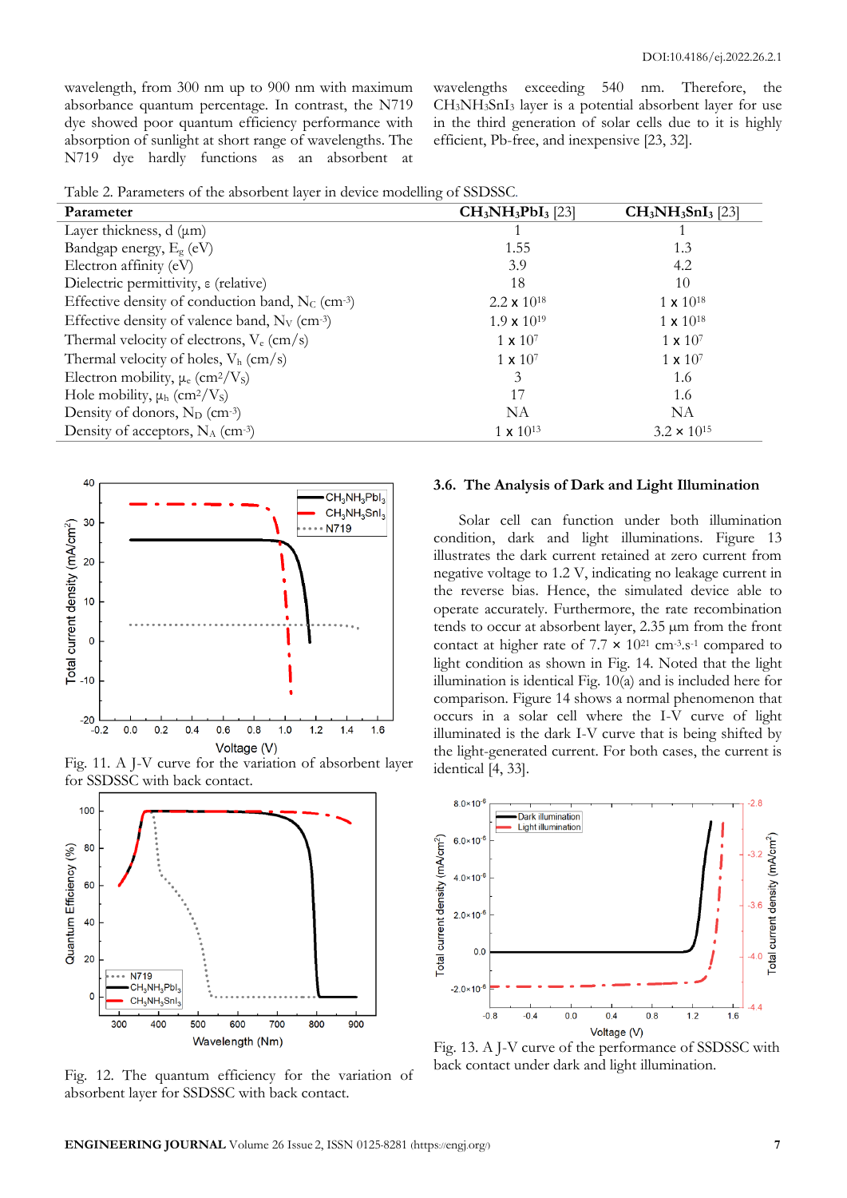wavelength, from 300 nm up to 900 nm with maximum absorbance quantum percentage. In contrast, the N719 dye showed poor quantum efficiency performance with absorption of sunlight at short range of wavelengths. The N719 dye hardly functions as an absorbent at wavelengths exceeding 540 nm. Therefore, the $CH_3NH_3SnI_3$ layer is a potential absorbent layer for use in the third generation of solar cells due to it is highly efficient, Pb-free, and inexpensive [23, 32].

Table 2. Parameters of the absorbent layer in device modelling of SSDSSC.

| Parameter | $CH_3NH_3PbI_3$ [23] | $CH_3NH_3SnI_3$ [23] |
|---|---|---|
| Layer thickness, d (μm) | 1 | 1 |
| Bandgap energy, $E_g$ (eV) | 1.55 | 1.3 |
| Electron affinity (eV) | 3.9 | 4.2 |
| Dielectric permittivity, ε (relative) | 18 | 10 |
| Effective density of conduction band, $N_C$ ($cm^{-3}$) | $2.2 \times 10^{18}$ | $1 \times 10^{18}$ |
| Effective density of valence band, $N_V$ ($cm^{-3}$) | $1.9 \times 10^{19}$ | $1 \times 10^{18}$ |
| Thermal velocity of electrons, $V_e$ (cm/s) | $1 \times 10^{7}$ | $1 \times 10^{7}$ |
| Thermal velocity of holes, $V_h$ (cm/s) | $1 \times 10^{7}$ | $1 \times 10^{7}$ |
| Electron mobility, $\mu_e$ ($cm^2/V_s$) | 3 | 1.6 |
| Hole mobility, $\mu_h$ ($cm^2/V_s$) | 17 | 1.6 |
| Density of donors, $N_D$ ($cm^{-3}$) | NA | NA |
| Density of acceptors, $N_A$ ($cm^{-3}$) | $1 \times 10^{13}$ | $3.2 \times 10^{15}$ |

Fig. 11. A J-V curve for the variation of absorbent layer for SSDSSC with back contact.

Fig. 12. The quantum efficiency for the variation of absorbent layer for SSDSSC with back contact.

### 3.6. The Analysis of Dark and Light Illumination

Solar cell can function under both illumination condition, dark and light illuminations. Figure 13 illustrates the dark current retained at zero current from negative voltage to 1.2 V, indicating no leakage current in the reverse bias. Hence, the simulated device able to operate accurately. Furthermore, the rate recombination tends to occur at absorbent layer, 2.35 μm from the front contact at higher rate of $7.7 \times 10^{21}$ $cm^{-3}.s^{-1}$ compared to light condition as shown in Fig. 14. Noted that the light illumination is identical Fig. 10(a) and is included here for comparison. Figure 14 shows a normal phenomenon that occurs in a solar cell where the I-V curve of light illuminated is the dark I-V curve that is being shifted by the light-generated current. For both cases, the current is identical [4, 33].

Fig. 13. A J-V curve of the performance of SSDSSC with back contact under dark and light illumination.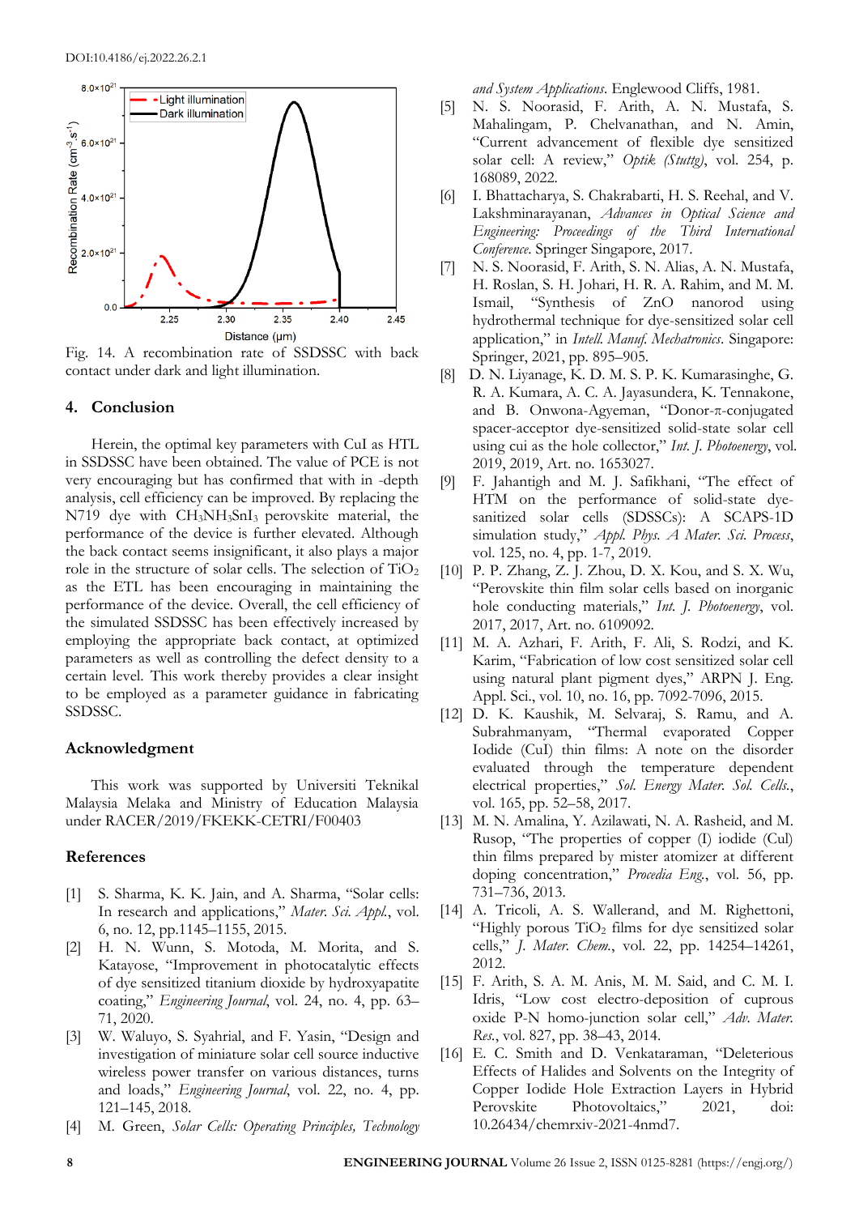Fig. 14. A recombination rate of SSDSSC with back contact under dark and light illumination.

## 4. Conclusion

Herein, the optimal key parameters with CuI as HTL in SSDSSC have been obtained. The value of PCE is not very encouraging but has confirmed that with in -depth analysis, cell efficiency can be improved. By replacing the N719 dye with $CH_3NH_3SnI_3$ perovskite material, the performance of the device is further elevated. Although the back contact seems insignificant, it also plays a major role in the structure of solar cells. The selection of $TiO_2$ as the ETL has been encouraging in maintaining the performance of the device. Overall, the cell efficiency of the simulated SSDSSC has been effectively increased by employing the appropriate back contact, at optimized parameters as well as controlling the defect density to a certain level. This work thereby provides a clear insight to be employed as a parameter guidance in fabricating SSDSSC.

## Acknowledgment

This work was supported by Universiti Teknikal Malaysia Melaka and Ministry of Education Malaysia under RACER/2019/FKEKK-CETRI/F00403

## References

[1] S. Sharma, K. K. Jain, and A. Sharma, "Solar cells: In research and applications," *Mater. Sci. Appl.*, vol. 6, no. 12, pp.1145–1155, 2015.

[2] H. N. Wunn, S. Motoda, M. Morita, and S. Katayose, "Improvement in photocatalytic effects of dye sensitized titanium dioxide by hydroxyapatite coating," *Engineering Journal*, vol. 24, no. 4, pp. 63–71, 2020.

[3] W. Waluyo, S. Syahrial, and F. Yasin, "Design and investigation of miniature solar cell source inductive wireless power transfer on various distances, turns and loads," *Engineering Journal*, vol. 22, no. 4, pp. 121–145, 2018.

[4] M. Green, *Solar Cells: Operating Principles, Technology and System Applications*. Englewood Cliffs, 1981.

[5] N. S. Noorasid, F. Arith, A. N. Mustafa, S. Mahalingam, P. Chelvanathan, and N. Amin, "Current advancement of flexible dye sensitized solar cell: A review," *Optik (Stuttg)*, vol. 254, p. 168089, 2022.

[6] I. Bhattacharya, S. Chakrabarti, H. S. Reehal, and V. Lakshminarayanan, *Advances in Optical Science and Engineering: Proceedings of the Third International Conference*. Springer Singapore, 2017.

[7] N. S. Noorasid, F. Arith, S. N. Alias, A. N. Mustafa, H. Roslan, S. H. Johari, H. R. A. Rahim, and M. M. Ismail, "Synthesis of ZnO nanorod using hydrothermal technique for dye-sensitized solar cell application," in *Intell. Manuf. Mechatronics*. Singapore: Springer, 2021, pp. 895–905.

[8] D. N. Liyanage, K. D. M. S. P. K. Kumarasinghe, G. R. A. Kumara, A. C. A. Jayasundera, K. Tennakone, and B. Onwona-Agyeman, "Donor-π-conjugated spacer-acceptor dye-sensitized solid-state solar cell using cui as the hole collector," *Int. J. Photoenergy*, vol. 2019, 2019, Art. no. 1653027.

[9] F. Jahantigh and M. J. Safikhani, "The effect of HTM on the performance of solid-state dye-sanitized solar cells (SDSSCs): A SCAPS-1D simulation study," *Appl. Phys. A Mater. Sci. Process*, vol. 125, no. 4, pp. 1-7, 2019.

[10] P. P. Zhang, Z. J. Zhou, D. X. Kou, and S. X. Wu, "Perovskite thin film solar cells based on inorganic hole conducting materials," *Int. J. Photoenergy*, vol. 2017, 2017, Art. no. 6109092.

[11] M. A. Azhari, F. Arith, F. Ali, S. Rodzi, and K. Karim, "Fabrication of low cost sensitized solar cell using natural plant pigment dyes," ARPN J. Eng. Appl. Sci., vol. 10, no. 16, pp. 7092-7096, 2015.

[12] D. K. Kaushik, M. Selvaraj, S. Ramu, and A. Subrahmanyam, "Thermal evaporated Copper Iodide (CuI) thin films: A note on the disorder evaluated through the temperature dependent electrical properties," *Sol. Energy Mater. Sol. Cells.*, vol. 165, pp. 52–58, 2017.

[13] M. N. Amalina, Y. Azilawati, N. A. Rasheid, and M. Rusop, "The properties of copper (I) iodide (CuI) thin films prepared by mister atomizer at different doping concentration," *Procedia Eng.*, vol. 56, pp. 731–736, 2013.

[14] A. Tricoli, A. S. Wallerand, and M. Righettoni, "Highly porous $TiO_2$ films for dye sensitized solar cells," *J. Mater. Chem.*, vol. 22, pp. 14254–14261, 2012.

[15] F. Arith, S. A. M. Anis, M. M. Said, and C. M. I. Idris, "Low cost electro-deposition of cuprous oxide P-N homo-junction solar cell," *Adv. Mater. Res.*, vol. 827, pp. 38–43, 2014.

[16] E. C. Smith and D. Venkataraman, "Deleterious Effects of Halides and Solvents on the Integrity of Copper Iodide Hole Extraction Layers in Hybrid Perovskite Photovoltaics," 2021, doi: 10.26434/chemrxiv-2021-4nmd7.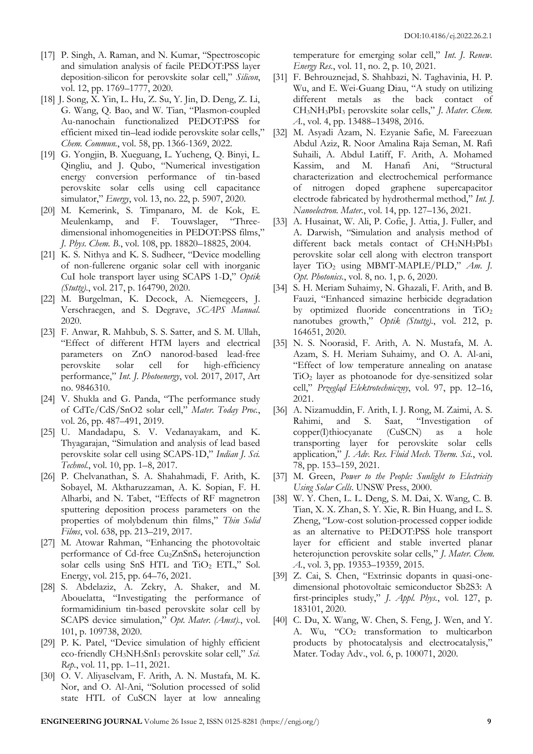[17] P. Singh, A. Raman, and N. Kumar, "Spectroscopic and simulation analysis of facile PEDOT:PSS layer deposition-silicon for perovskite solar cell," *Silicon*, vol. 12, pp. 1769–1777, 2020.

[18] J. Song, X. Yin, L. Hu, Z. Su, Y. Jin, D. Deng, Z. Li, G. Wang, Q. Bao, and W. Tian, "Plasmon-coupled Au-nanochain functionalized PEDOT:PSS for efficient mixed tin–lead iodide perovskite solar cells," *Chem. Commun.*, vol. 58, pp. 1366-1369, 2022.

[19] G. Yongjin, B. Xueguang, L. Yucheng, Q. Binyi, L. Qingliu, and J. Qubo, "Numerical investigation energy conversion performance of tin-based perovskite solar cells using cell capacitance simulator," *Energy*, vol. 13, no. 22, p. 5907, 2020.

[20] M. Kemerink, S. Timpanaro, M. de Kok, E. Meulenkamp, and F. Touwslager, "Three-dimensional inhomogeneities in PEDOT:PSS films," *J. Phys. Chem. B.*, vol. 108, pp. 18820–18825, 2004.

[21] K. S. Nithya and K. S. Sudheer, "Device modelling of non-fullerene organic solar cell with inorganic CuI hole transport layer using SCAPS 1-D," *Optik (Stuttg).*, vol. 217, p. 164790, 2020.

[22] M. Burgelman, K. Decock, A. Niemegeers, J. Verschraegen, and S. Degrave, *SCAPS Manual*. 2020.

[23] F. Anwar, R. Mahbub, S. S. Satter, and S. M. Ullah, "Effect of different HTM layers and electrical parameters on ZnO nanorod-based lead-free perovskite solar cell for high-efficiency performance," *Int. J. Photoenergy*, vol. 2017, 2017, Art no. 9846310.

[24] V. Shukla and G. Panda, "The performance study of CdTe/CdS/SnO2 solar cell," *Mater. Today Proc.*, vol. 26, pp. 487–491, 2019.

[25] U. Mandadapu, S. V. Vedanayakam, and K. Thyagarajan, "Simulation and analysis of lead based perovskite solar cell using SCAPS-1D," *Indian J. Sci. Technol.*, vol. 10, pp. 1–8, 2017.

[26] P. Chelvanathan, S. A. Shahahmadi, F. Arith, K. Sobayel, M. Aktharuzzaman, A. K. Sopian, F. H. Alharbi, and N. Tabet, "Effects of RF magnetron sputtering deposition process parameters on the properties of molybdenum thin films," *Thin Solid Films*, vol. 638, pp. 213–219, 2017.

[27] M. Atowar Rahman, "Enhancing the photovoltaic performance of Cd-free $Cu_2ZnSnS_4$ heterojunction solar cells using SnS HTL and $TiO_2$ ETL," Sol. Energy, vol. 215, pp. 64–76, 2021.

[28] S. Abdelaziz, A. Zekry, A. Shaker, and M. Abouelatta, "Investigating the performance of formamidinium tin-based perovskite solar cell by SCAPS device simulation," *Opt. Mater. (Amst).*, vol. 101, p. 109738, 2020.

[29] P. K. Patel, "Device simulation of highly efficient eco-friendly $CH_3NH_3SnI_3$ perovskite solar cell," *Sci. Rep.*, vol. 11, pp. 1–11, 2021.

[30] O. V. Aliyaselvam, F. Arith, A. N. Mustafa, M. K. Nor, and O. Al-Ani, "Solution processed of solid state HTL of CuSCN layer at low annealing temperature for emerging solar cell," *Int. J. Renew. Energy Res.*, vol. 11, no. 2, p. 10, 2021.

[31] F. Behrouznejad, S. Shahbazi, N. Taghavinia, H. P. Wu, and E. Wei-Guang Diau, "A study on utilizing different metals as the back contact of $CH_3NH_3PbI_3$ perovskite solar cells," *J. Mater. Chem. A.*, vol. 4, pp. 13488–13498, 2016.

[32] M. Asyadi Azam, N. Ezyanie Safie, M. Fareezuan Abdul Aziz, R. Noor Amalina Raja Seman, M. Rafi Suhaili, A. Abdul Latiff, F. Arith, A. Mohamed Kassim, and M. Hanafi Ani, "Structural characterization and electrochemical performance of nitrogen doped graphene supercapacitor electrode fabricated by hydrothermal method," *Int. J. Nanoelectron. Mater.*, vol. 14, pp. 127–136, 2021.

[33] A. Husainat, W. Ali, P. Cofie, J. Attia, J. Fuller, and A. Darwish, "Simulation and analysis method of different back metals contact of $CH_3NH_3PbI_3$ perovskite solar cell along with electron transport layer $TiO_2$ using MBMT-MAPLE/PLD," *Am. J. Opt. Photonics.*, vol. 8, no. 1, p. 6, 2020.

[34] S. H. Meriam Suhaimy, N. Ghazali, F. Arith, and B. Fauzi, "Enhanced simazine herbicide degradation by optimized fluoride concentrations in $TiO_2$ nanotubes growth," *Optik (Stuttg).*, vol. 212, p. 164651, 2020.

[35] N. S. Noorasid, F. Arith, A. N. Mustafa, M. A. Azam, S. H. Meriam Suhaimy, and O. A. Al-ani, "Effect of low temperature annealing on anatase $TiO_2$ layer as photoanode for dye-sensitized solar cell," *Przegląd Elektrotechniczny*, vol. 97, pp. 12–16, 2021.

[36] A. Nizamuddin, F. Arith, I. J. Rong, M. Zaimi, A. S. Rahimi, and S. Saat, "Investigation of copper(I)thiocyanate (CuSCN) as a hole transporting layer for perovskite solar cells application," *J. Adv. Res. Fluid Mech. Therm. Sci.*, vol. 78, pp. 153–159, 2021.

[37] M. Green, *Power to the People: Sunlight to Electricity Using Solar Cells*. UNSW Press, 2000.

[38] W. Y. Chen, L. L. Deng, S. M. Dai, X. Wang, C. B. Tian, X. X. Zhan, S. Y. Xie, R. Bin Huang, and L. S. Zheng, "Low-cost solution-processed copper iodide as an alternative to PEDOT:PSS hole transport layer for efficient and stable inverted planar heterojunction perovskite solar cells," *J. Mater. Chem. A.*, vol. 3, pp. 19353–19359, 2015.

[39] Z. Cai, S. Chen, "Extrinsic dopants in quasi-one-dimensional photovoltaic semiconductor Sb2S3: A first-principles study," *J. Appl. Phys.*, vol. 127, p. 183101, 2020.

[40] C. Du, X. Wang, W. Chen, S. Feng, J. Wen, and Y. A. Wu, "$CO_2$ transformation to multicarbon products by photocatalysis and electrocatalysis," Mater. Today Adv., vol. 6, p. 100071, 2020.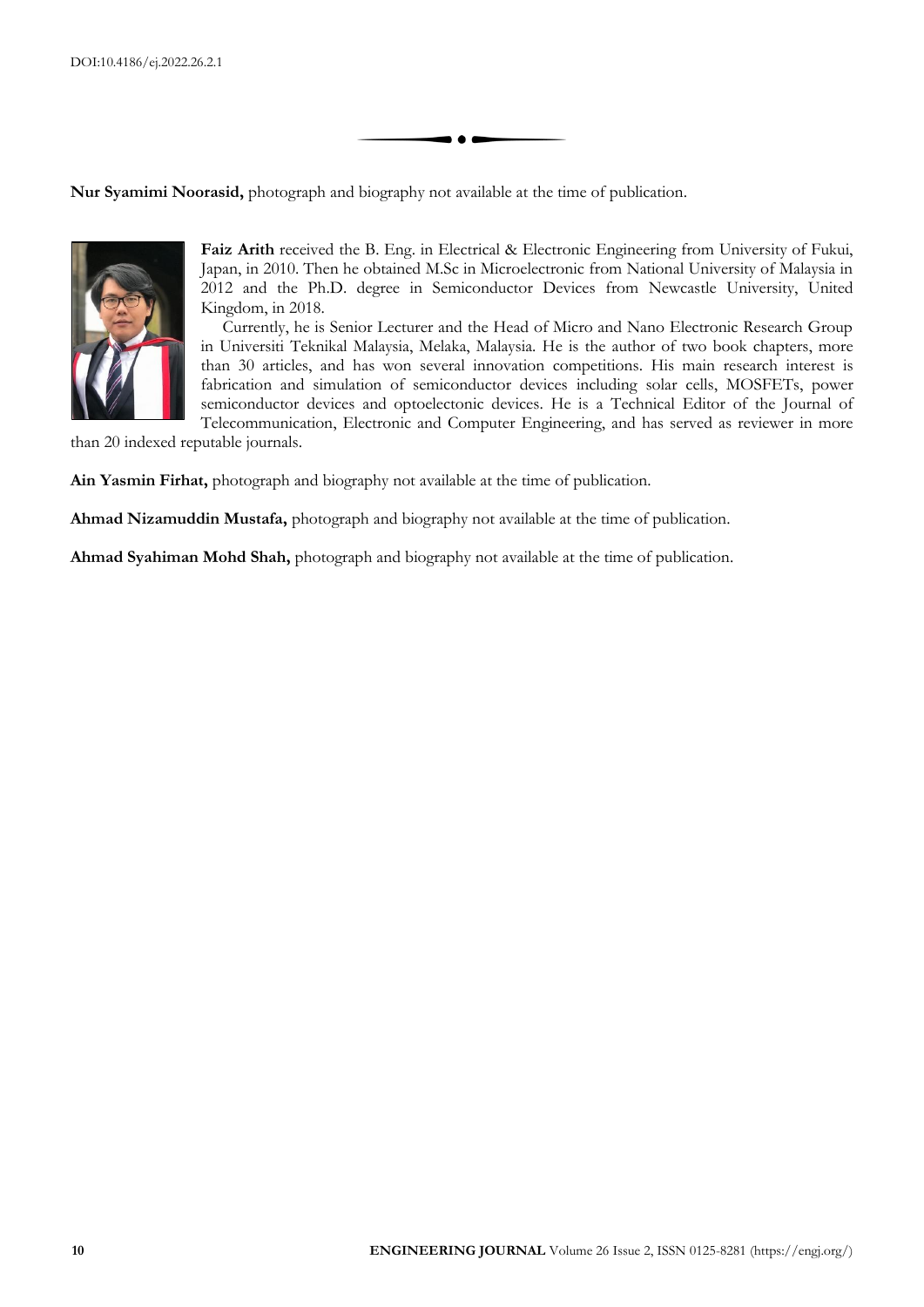**Nur Syamimi Noorasid,** photograph and biography not available at the time of publication.

**Faiz Arith** received the B. Eng. in Electrical & Electronic Engineering from University of Fukui, Japan, in 2010. Then he obtained M.Sc in Microelectronic from National University of Malaysia in 2012 and the Ph.D. degree in Semiconductor Devices from Newcastle University, United Kingdom, in 2018.

Currently, he is Senior Lecturer and the Head of Micro and Nano Electronic Research Group in Universiti Teknikal Malaysia, Melaka, Malaysia. He is the author of two book chapters, more than 30 articles, and has won several innovation competitions. His main research interest is fabrication and simulation of semiconductor devices including solar cells, MOSFETs, power semiconductor devices and optoelectonic devices. He is a Technical Editor of the Journal of Telecommunication, Electronic and Computer Engineering, and has served as reviewer in more than 20 indexed reputable journals.

**Ain Yasmin Firhat,** photograph and biography not available at the time of publication.

**Ahmad Nizamuddin Mustafa,** photograph and biography not available at the time of publication.

**Ahmad Syahiman Mohd Shah,** photograph and biography not available at the time of publication.